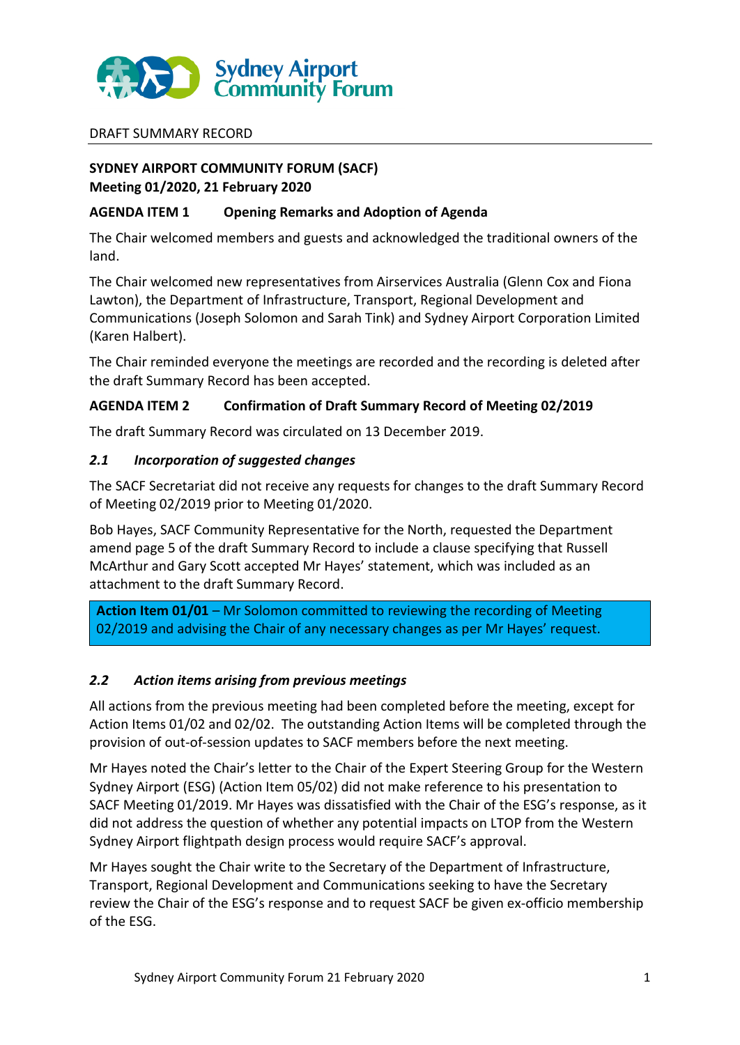DRAFT SUMMARY RECORD

**SYDNEY AIRPORT COMMUNITY FORUM (SACF)**
**Meeting 01/2020, 21 February 2020**

## AGENDA ITEM 1 Opening Remarks and Adoption of Agenda

The Chair welcomed members and guests and acknowledged the traditional owners of the land.

The Chair welcomed new representatives from Airservices Australia (Glenn Cox and Fiona Lawton), the Department of Infrastructure, Transport, Regional Development and Communications (Joseph Solomon and Sarah Tink) and Sydney Airport Corporation Limited (Karen Halbert).

The Chair reminded everyone the meetings are recorded and the recording is deleted after the draft Summary Record has been accepted.

## AGENDA ITEM 2 Confirmation of Draft Summary Record of Meeting 02/2019

The draft Summary Record was circulated on 13 December 2019.

### *2.1 Incorporation of suggested changes*

The SACF Secretariat did not receive any requests for changes to the draft Summary Record of Meeting 02/2019 prior to Meeting 01/2020.

Bob Hayes, SACF Community Representative for the North, requested the Department amend page 5 of the draft Summary Record to include a clause specifying that Russell McArthur and Gary Scott accepted Mr Hayes' statement, which was included as an attachment to the draft Summary Record.

**Action Item 01/01** – Mr Solomon committed to reviewing the recording of Meeting 02/2019 and advising the Chair of any necessary changes as per Mr Hayes' request.

### *2.2 Action items arising from previous meetings*

All actions from the previous meeting had been completed before the meeting, except for Action Items 01/02 and 02/02. The outstanding Action Items will be completed through the provision of out-of-session updates to SACF members before the next meeting.

Mr Hayes noted the Chair's letter to the Chair of the Expert Steering Group for the Western Sydney Airport (ESG) (Action Item 05/02) did not make reference to his presentation to SACF Meeting 01/2019. Mr Hayes was dissatisfied with the Chair of the ESG's response, as it did not address the question of whether any potential impacts on LTOP from the Western Sydney Airport flightpath design process would require SACF's approval.

Mr Hayes sought the Chair write to the Secretary of the Department of Infrastructure, Transport, Regional Development and Communications seeking to have the Secretary review the Chair of the ESG's response and to request SACF be given ex-officio membership of the ESG.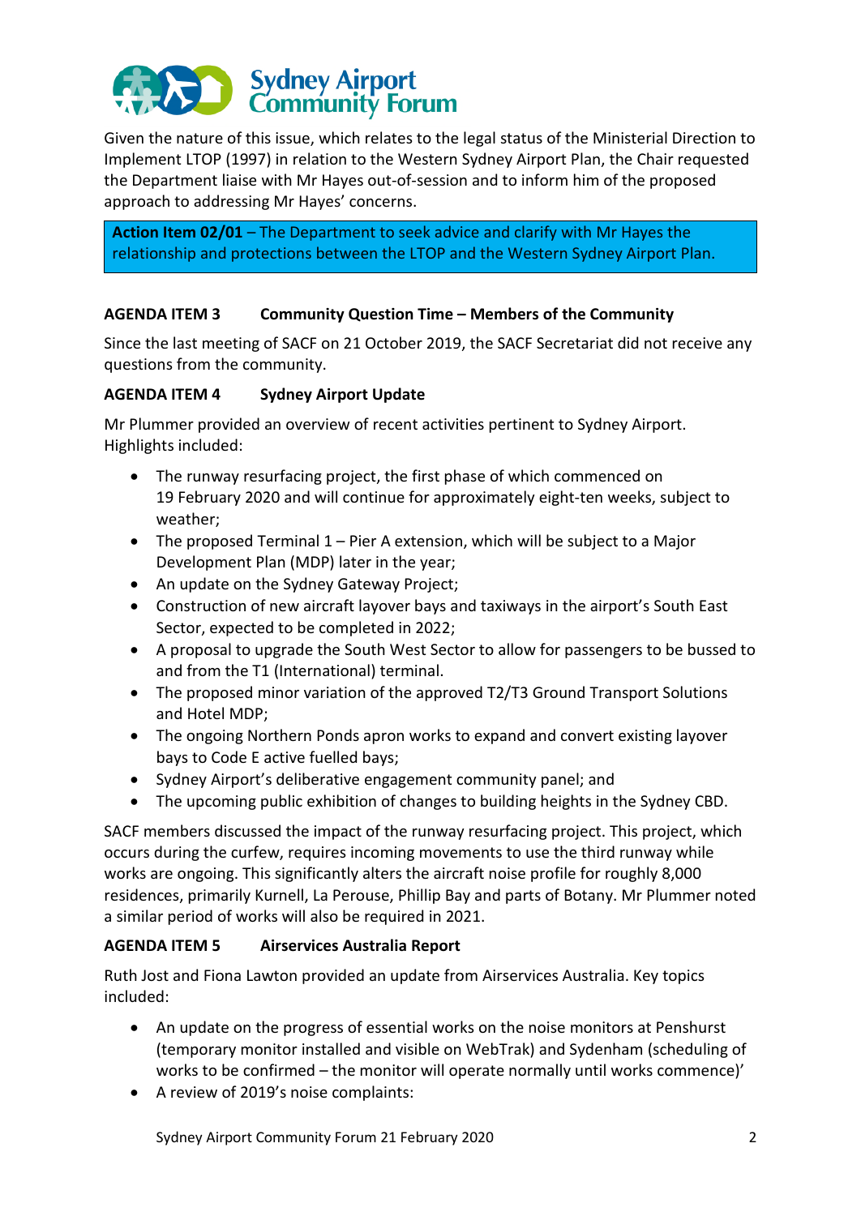Given the nature of this issue, which relates to the legal status of the Ministerial Direction to Implement LTOP (1997) in relation to the Western Sydney Airport Plan, the Chair requested the Department liaise with Mr Hayes out-of-session and to inform him of the proposed approach to addressing Mr Hayes' concerns.

**Action Item 02/01** – The Department to seek advice and clarify with Mr Hayes the relationship and protections between the LTOP and the Western Sydney Airport Plan.

### AGENDA ITEM 3 Community Question Time – Members of the Community

Since the last meeting of SACF on 21 October 2019, the SACF Secretariat did not receive any questions from the community.

### AGENDA ITEM 4 Sydney Airport Update

Mr Plummer provided an overview of recent activities pertinent to Sydney Airport. Highlights included:

- The runway resurfacing project, the first phase of which commenced on 19 February 2020 and will continue for approximately eight-ten weeks, subject to weather;
- The proposed Terminal 1 – Pier A extension, which will be subject to a Major Development Plan (MDP) later in the year;
- An update on the Sydney Gateway Project;
- Construction of new aircraft layover bays and taxiways in the airport's South East Sector, expected to be completed in 2022;
- A proposal to upgrade the South West Sector to allow for passengers to be bussed to and from the T1 (International) terminal.
- The proposed minor variation of the approved T2/T3 Ground Transport Solutions and Hotel MDP;
- The ongoing Northern Ponds apron works to expand and convert existing layover bays to Code E active fuelled bays;
- Sydney Airport's deliberative engagement community panel; and
- The upcoming public exhibition of changes to building heights in the Sydney CBD.

SACF members discussed the impact of the runway resurfacing project. This project, which occurs during the curfew, requires incoming movements to use the third runway while works are ongoing. This significantly alters the aircraft noise profile for roughly 8,000 residences, primarily Kurnell, La Perouse, Phillip Bay and parts of Botany. Mr Plummer noted a similar period of works will also be required in 2021.

### AGENDA ITEM 5 Airservices Australia Report

Ruth Jost and Fiona Lawton provided an update from Airservices Australia. Key topics included:

- An update on the progress of essential works on the noise monitors at Penshurst (temporary monitor installed and visible on WebTrak) and Sydenham (scheduling of works to be confirmed – the monitor will operate normally until works commence)'
- A review of 2019's noise complaints: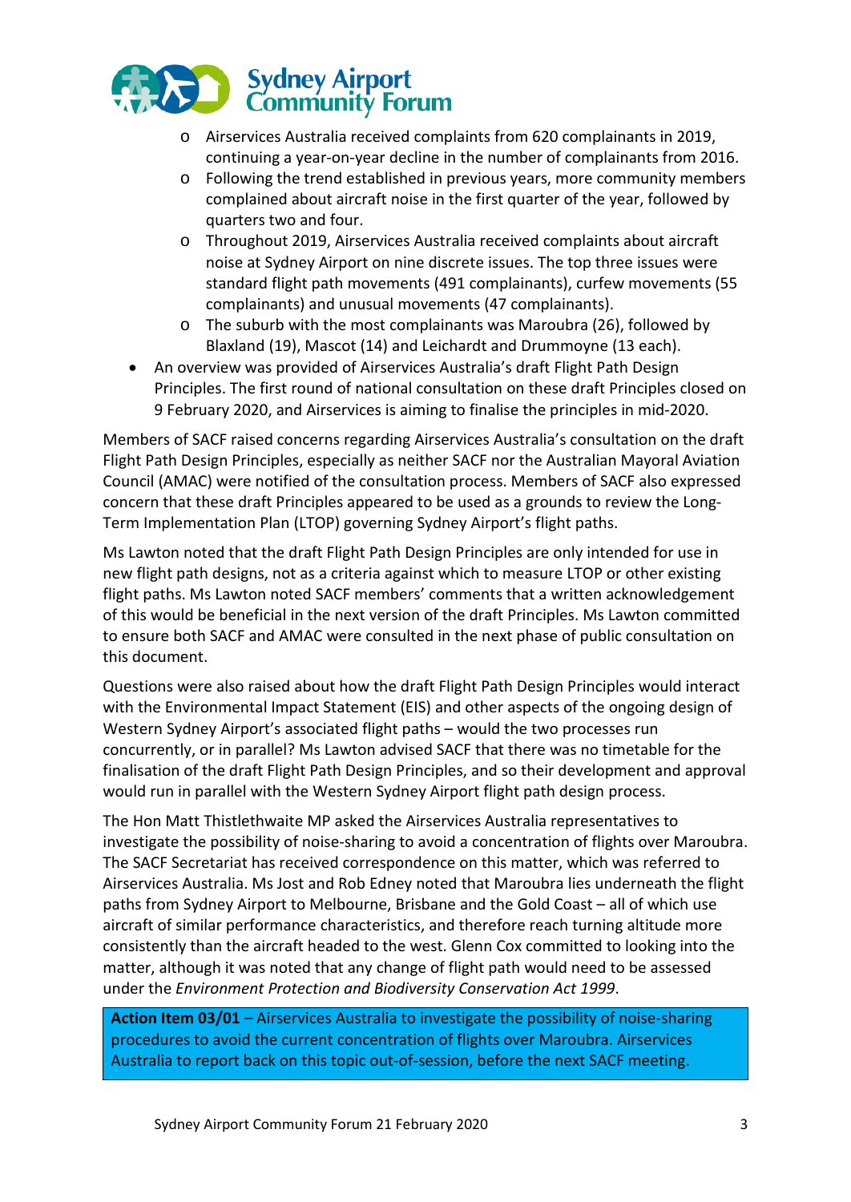- Airservices Australia received complaints from 620 complainants in 2019, continuing a year-on-year decline in the number of complainants from 2016.
  - Following the trend established in previous years, more community members complained about aircraft noise in the first quarter of the year, followed by quarters two and four.
  - Throughout 2019, Airservices Australia received complaints about aircraft noise at Sydney Airport on nine discrete issues. The top three issues were standard flight path movements (491 complainants), curfew movements (55 complainants) and unusual movements (47 complainants).
  - The suburb with the most complainants was Maroubra (26), followed by Blaxland (19), Mascot (14) and Leichardt and Drummoyne (13 each).
- An overview was provided of Airservices Australia's draft Flight Path Design Principles. The first round of national consultation on these draft Principles closed on 9 February 2020, and Airservices is aiming to finalise the principles in mid-2020.

Members of SACF raised concerns regarding Airservices Australia's consultation on the draft Flight Path Design Principles, especially as neither SACF nor the Australian Mayoral Aviation Council (AMAC) were notified of the consultation process. Members of SACF also expressed concern that these draft Principles appeared to be used as a grounds to review the Long-Term Implementation Plan (LTOP) governing Sydney Airport's flight paths.

Ms Lawton noted that the draft Flight Path Design Principles are only intended for use in new flight path designs, not as a criteria against which to measure LTOP or other existing flight paths. Ms Lawton noted SACF members' comments that a written acknowledgement of this would be beneficial in the next version of the draft Principles. Ms Lawton committed to ensure both SACF and AMAC were consulted in the next phase of public consultation on this document.

Questions were also raised about how the draft Flight Path Design Principles would interact with the Environmental Impact Statement (EIS) and other aspects of the ongoing design of Western Sydney Airport's associated flight paths – would the two processes run concurrently, or in parallel? Ms Lawton advised SACF that there was no timetable for the finalisation of the draft Flight Path Design Principles, and so their development and approval would run in parallel with the Western Sydney Airport flight path design process.

The Hon Matt Thistlethwaite MP asked the Airservices Australia representatives to investigate the possibility of noise-sharing to avoid a concentration of flights over Maroubra. The SACF Secretariat has received correspondence on this matter, which was referred to Airservices Australia. Ms Jost and Rob Edney noted that Maroubra lies underneath the flight paths from Sydney Airport to Melbourne, Brisbane and the Gold Coast – all of which use aircraft of similar performance characteristics, and therefore reach turning altitude more consistently than the aircraft headed to the west. Glenn Cox committed to looking into the matter, although it was noted that any change of flight path would need to be assessed under the *Environment Protection and Biodiversity Conservation Act 1999*.

**Action Item 03/01** – Airservices Australia to investigate the possibility of noise-sharing procedures to avoid the current concentration of flights over Maroubra. Airservices Australia to report back on this topic out-of-session, before the next SACF meeting.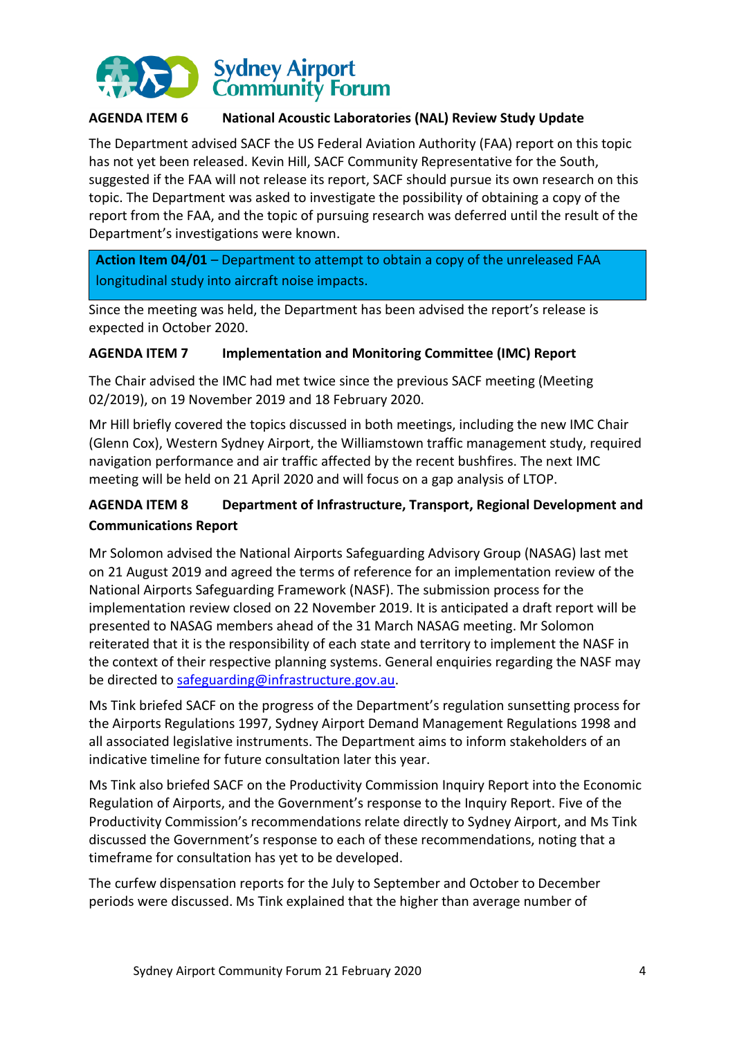**AGENDA ITEM 6 National Acoustic Laboratories (NAL) Review Study Update**

The Department advised SACF the US Federal Aviation Authority (FAA) report on this topic has not yet been released. Kevin Hill, SACF Community Representative for the South, suggested if the FAA will not release its report, SACF should pursue its own research on this topic. The Department was asked to investigate the possibility of obtaining a copy of the report from the FAA, and the topic of pursuing research was deferred until the result of the Department's investigations were known.

> **Action Item 04/01** – Department to attempt to obtain a copy of the unreleased FAA longitudinal study into aircraft noise impacts.

Since the meeting was held, the Department has been advised the report's release is expected in October 2020.

**AGENDA ITEM 7 Implementation and Monitoring Committee (IMC) Report**

The Chair advised the IMC had met twice since the previous SACF meeting (Meeting 02/2019), on 19 November 2019 and 18 February 2020.

Mr Hill briefly covered the topics discussed in both meetings, including the new IMC Chair (Glenn Cox), Western Sydney Airport, the Williamstown traffic management study, required navigation performance and air traffic affected by the recent bushfires. The next IMC meeting will be held on 21 April 2020 and will focus on a gap analysis of LTOP.

**AGENDA ITEM 8 Department of Infrastructure, Transport, Regional Development and Communications Report**

Mr Solomon advised the National Airports Safeguarding Advisory Group (NASAG) last met on 21 August 2019 and agreed the terms of reference for an implementation review of the National Airports Safeguarding Framework (NASF). The submission process for the implementation review closed on 22 November 2019. It is anticipated a draft report will be presented to NASAG members ahead of the 31 March NASAG meeting. Mr Solomon reiterated that it is the responsibility of each state and territory to implement the NASF in the context of their respective planning systems. General enquiries regarding the NASF may be directed to safeguarding@infrastructure.gov.au.

Ms Tink briefed SACF on the progress of the Department's regulation sunsetting process for the Airports Regulations 1997, Sydney Airport Demand Management Regulations 1998 and all associated legislative instruments. The Department aims to inform stakeholders of an indicative timeline for future consultation later this year.

Ms Tink also briefed SACF on the Productivity Commission Inquiry Report into the Economic Regulation of Airports, and the Government's response to the Inquiry Report. Five of the Productivity Commission's recommendations relate directly to Sydney Airport, and Ms Tink discussed the Government's response to each of these recommendations, noting that a timeframe for consultation has yet to be developed.

The curfew dispensation reports for the July to September and October to December periods were discussed. Ms Tink explained that the higher than average number of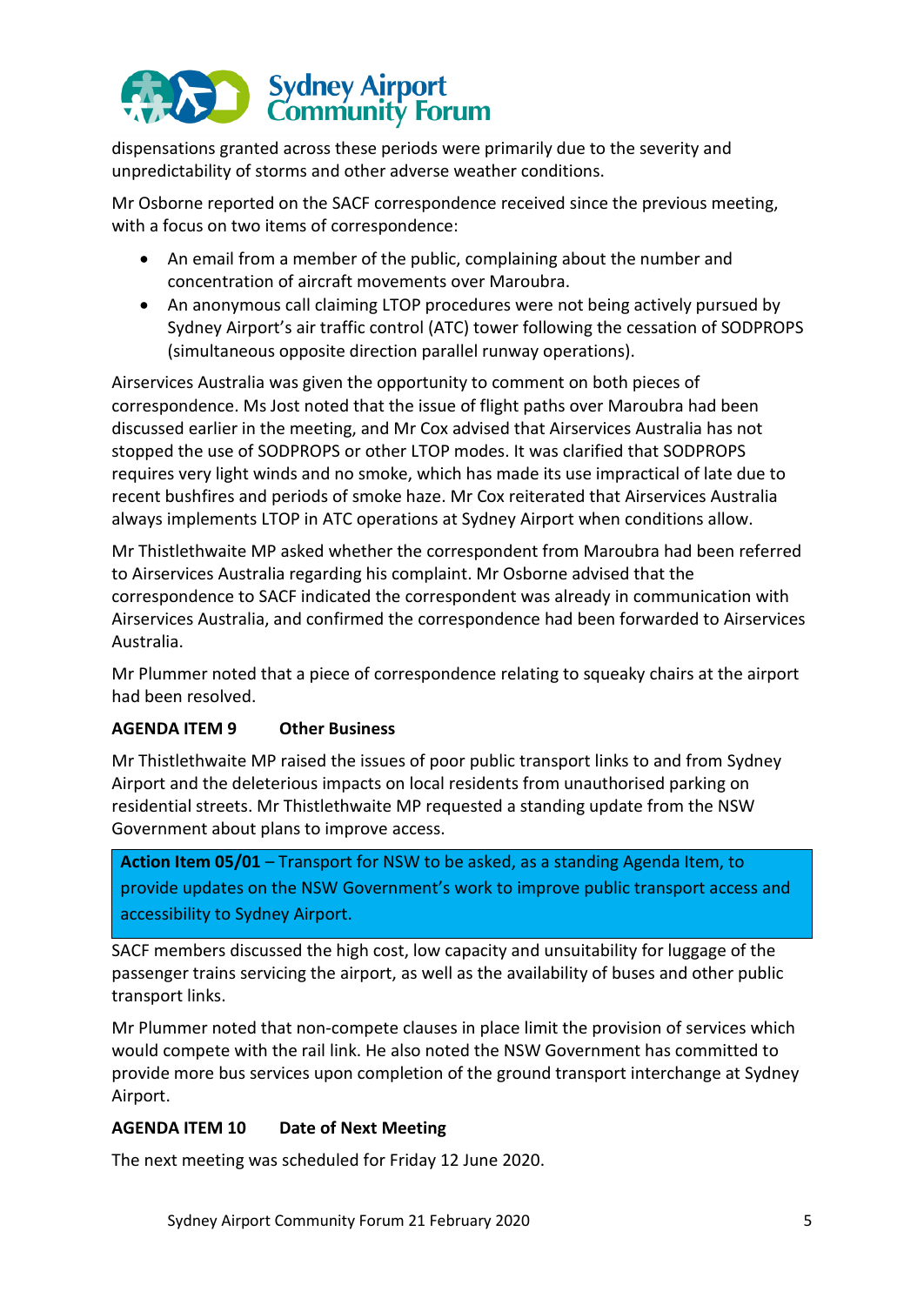dispensations granted across these periods were primarily due to the severity and unpredictability of storms and other adverse weather conditions.

Mr Osborne reported on the SACF correspondence received since the previous meeting, with a focus on two items of correspondence:

- An email from a member of the public, complaining about the number and concentration of aircraft movements over Maroubra.
- An anonymous call claiming LTOP procedures were not being actively pursued by Sydney Airport's air traffic control (ATC) tower following the cessation of SODPROPS (simultaneous opposite direction parallel runway operations).

Airservices Australia was given the opportunity to comment on both pieces of correspondence. Ms Jost noted that the issue of flight paths over Maroubra had been discussed earlier in the meeting, and Mr Cox advised that Airservices Australia has not stopped the use of SODPROPS or other LTOP modes. It was clarified that SODPROPS requires very light winds and no smoke, which has made its use impractical of late due to recent bushfires and periods of smoke haze. Mr Cox reiterated that Airservices Australia always implements LTOP in ATC operations at Sydney Airport when conditions allow.

Mr Thistlethwaite MP asked whether the correspondent from Maroubra had been referred to Airservices Australia regarding his complaint. Mr Osborne advised that the correspondence to SACF indicated the correspondent was already in communication with Airservices Australia, and confirmed the correspondence had been forwarded to Airservices Australia.

Mr Plummer noted that a piece of correspondence relating to squeaky chairs at the airport had been resolved.

**AGENDA ITEM 9 Other Business**

Mr Thistlethwaite MP raised the issues of poor public transport links to and from Sydney Airport and the deleterious impacts on local residents from unauthorised parking on residential streets. Mr Thistlethwaite MP requested a standing update from the NSW Government about plans to improve access.

**Action Item 05/01** – Transport for NSW to be asked, as a standing Agenda Item, to provide updates on the NSW Government's work to improve public transport access and accessibility to Sydney Airport.

SACF members discussed the high cost, low capacity and unsuitability for luggage of the passenger trains servicing the airport, as well as the availability of buses and other public transport links.

Mr Plummer noted that non-compete clauses in place limit the provision of services which would compete with the rail link. He also noted the NSW Government has committed to provide more bus services upon completion of the ground transport interchange at Sydney Airport.

**AGENDA ITEM 10 Date of Next Meeting**

The next meeting was scheduled for Friday 12 June 2020.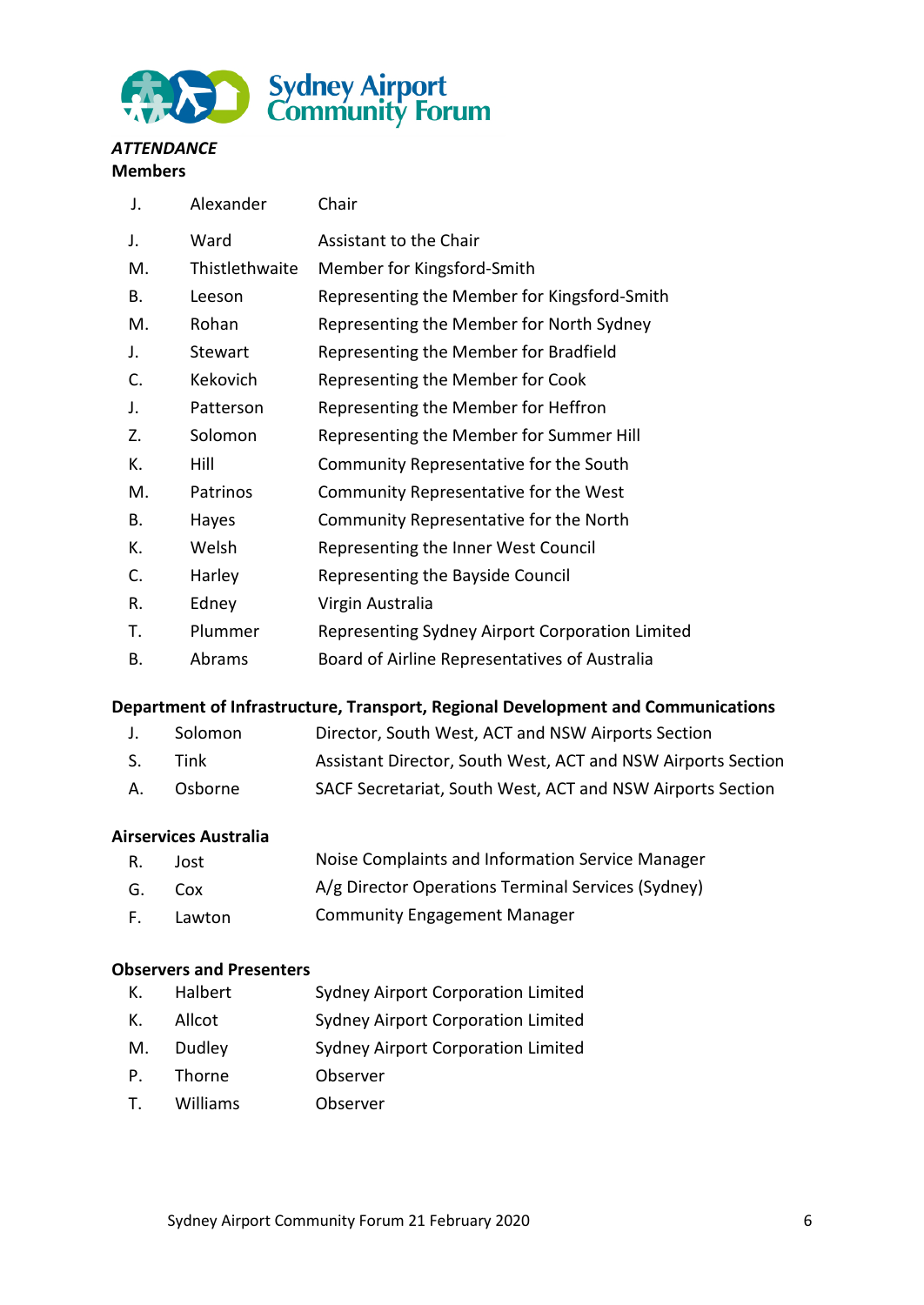Sydney Airport Community Forum

***ATTENDANCE***

**Members**

| | | |
|---|---|---|
| J. | Alexander | Chair |
| J. | Ward | Assistant to the Chair |
| M. | Thistlethwaite | Member for Kingsford-Smith |
| B. | Leeson | Representing the Member for Kingsford-Smith |
| M. | Rohan | Representing the Member for North Sydney |
| J. | Stewart | Representing the Member for Bradfield |
| C. | Kekovich | Representing the Member for Cook |
| J. | Patterson | Representing the Member for Heffron |
| Z. | Solomon | Representing the Member for Summer Hill |
| K. | Hill | Community Representative for the South |
| M. | Patrinos | Community Representative for the West |
| B. | Hayes | Community Representative for the North |
| K. | Welsh | Representing the Inner West Council |
| C. | Harley | Representing the Bayside Council |
| R. | Edney | Virgin Australia |
| T. | Plummer | Representing Sydney Airport Corporation Limited |
| B. | Abrams | Board of Airline Representatives of Australia |

**Department of Infrastructure, Transport, Regional Development and Communications**

| | | |
|---|---|---|
| J. | Solomon | Director, South West, ACT and NSW Airports Section |
| S. | Tink | Assistant Director, South West, ACT and NSW Airports Section |
| A. | Osborne | SACF Secretariat, South West, ACT and NSW Airports Section |

**Airservices Australia**

| | | |
|---|---|---|
| R. | Jost | Noise Complaints and Information Service Manager |
| G. | Cox | A/g Director Operations Terminal Services (Sydney) |
| F. | Lawton | Community Engagement Manager |

**Observers and Presenters**

| | | |
|---|---|---|
| K. | Halbert | Sydney Airport Corporation Limited |
| K. | Allcot | Sydney Airport Corporation Limited |
| M. | Dudley | Sydney Airport Corporation Limited |
| P. | Thorne | Observer |
| T. | Williams | Observer |